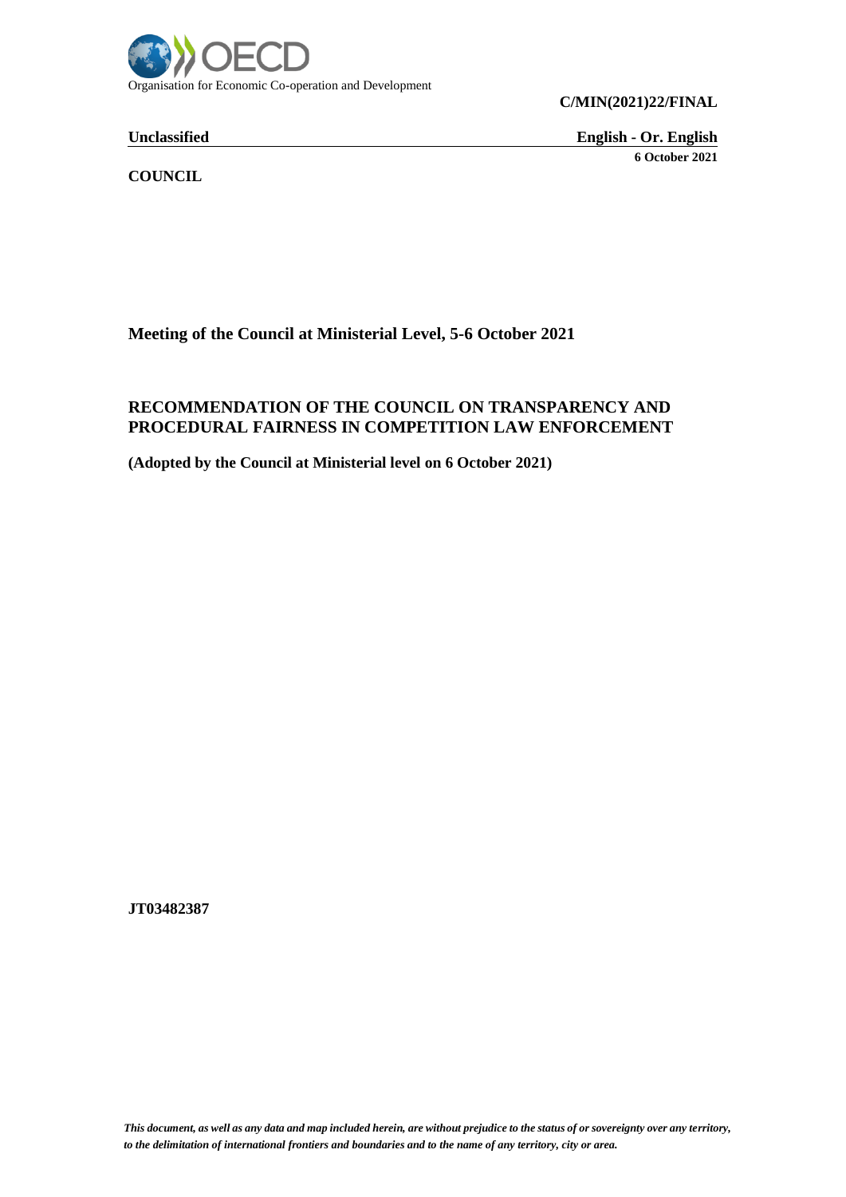Organisation for Economic Co-operation and Development

**C/MIN(2021)22/FINAL**

**Unclassified** **English - Or. English**

**6 October 2021**

**COUNCIL**

**Meeting of the Council at Ministerial Level, 5-6 October 2021**

# RECOMMENDATION OF THE COUNCIL ON TRANSPARENCY AND PROCEDURAL FAIRNESS IN COMPETITION LAW ENFORCEMENT

**(Adopted by the Council at Ministerial level on 6 October 2021)**

**JT03482387**

*This document, as well as any data and map included herein, are without prejudice to the status of or sovereignty over any territory, to the delimitation of international frontiers and boundaries and to the name of any territory, city or area.*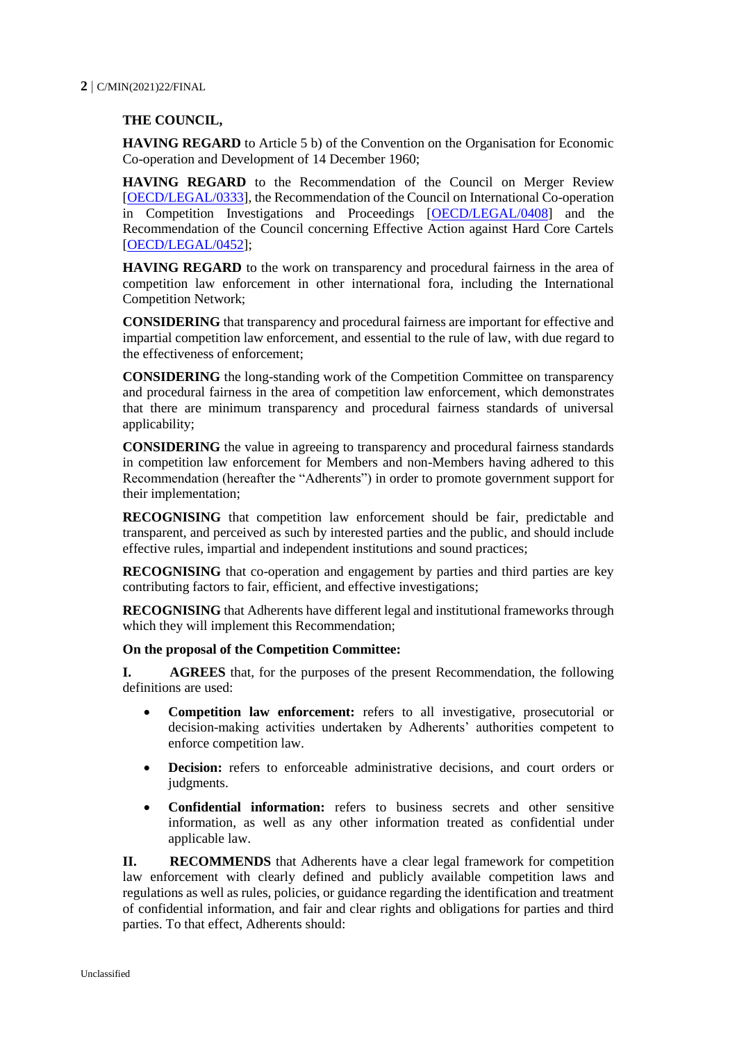**THE COUNCIL,**

**HAVING REGARD** to Article 5 b) of the Convention on the Organisation for Economic Co-operation and Development of 14 December 1960;

**HAVING REGARD** to the Recommendation of the Council on Merger Review [OECD/LEGAL/0333], the Recommendation of the Council on International Co-operation in Competition Investigations and Proceedings [OECD/LEGAL/0408] and the Recommendation of the Council concerning Effective Action against Hard Core Cartels [OECD/LEGAL/0452];

**HAVING REGARD** to the work on transparency and procedural fairness in the area of competition law enforcement in other international fora, including the International Competition Network;

**CONSIDERING** that transparency and procedural fairness are important for effective and impartial competition law enforcement, and essential to the rule of law, with due regard to the effectiveness of enforcement;

**CONSIDERING** the long-standing work of the Competition Committee on transparency and procedural fairness in the area of competition law enforcement, which demonstrates that there are minimum transparency and procedural fairness standards of universal applicability;

**CONSIDERING** the value in agreeing to transparency and procedural fairness standards in competition law enforcement for Members and non-Members having adhered to this Recommendation (hereafter the "Adherents") in order to promote government support for their implementation;

**RECOGNISING** that competition law enforcement should be fair, predictable and transparent, and perceived as such by interested parties and the public, and should include effective rules, impartial and independent institutions and sound practices;

**RECOGNISING** that co-operation and engagement by parties and third parties are key contributing factors to fair, efficient, and effective investigations;

**RECOGNISING** that Adherents have different legal and institutional frameworks through which they will implement this Recommendation;

**On the proposal of the Competition Committee:**

**I. AGREES** that, for the purposes of the present Recommendation, the following definitions are used:

- **Competition law enforcement:** refers to all investigative, prosecutorial or decision-making activities undertaken by Adherents' authorities competent to enforce competition law.
- **Decision:** refers to enforceable administrative decisions, and court orders or judgments.
- **Confidential information:** refers to business secrets and other sensitive information, as well as any other information treated as confidential under applicable law.

**II. RECOMMENDS** that Adherents have a clear legal framework for competition law enforcement with clearly defined and publicly available competition laws and regulations as well as rules, policies, or guidance regarding the identification and treatment of confidential information, and fair and clear rights and obligations for parties and third parties. To that effect, Adherents should: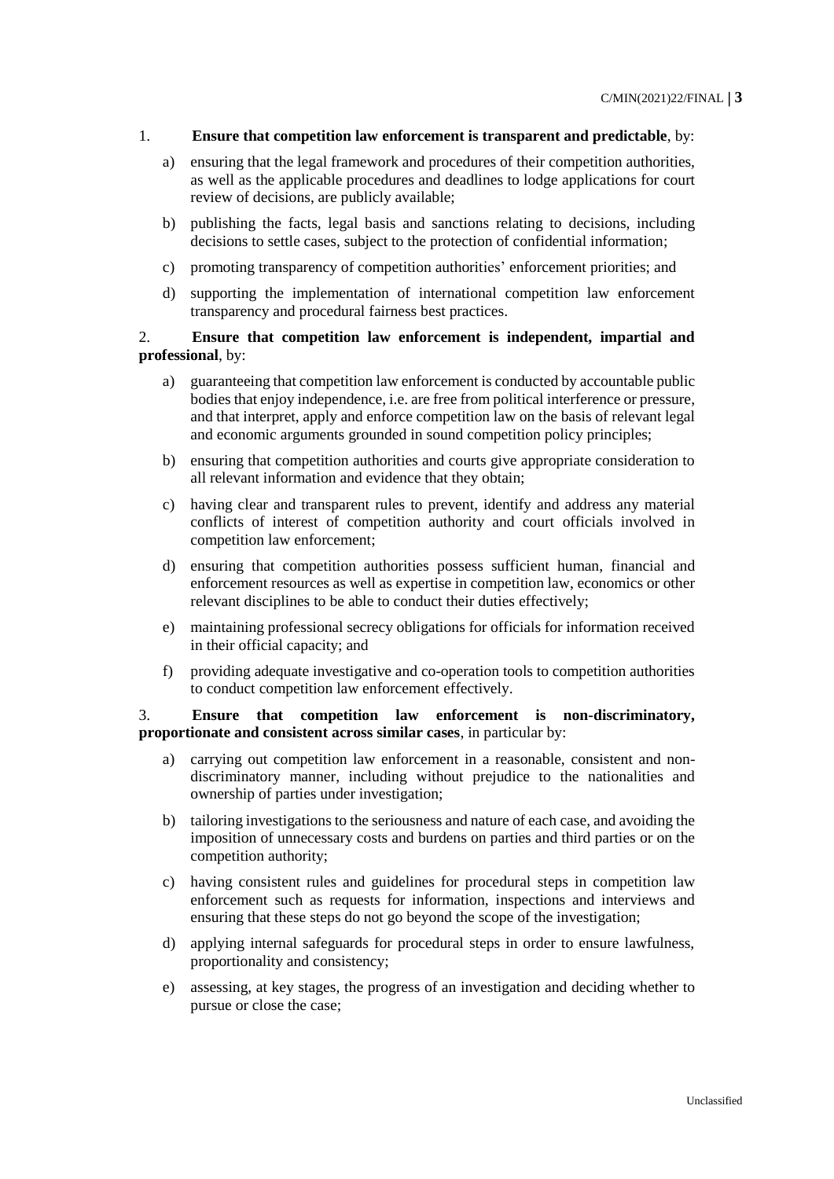1. **Ensure that competition law enforcement is transparent and predictable**, by:

   a) ensuring that the legal framework and procedures of their competition authorities, as well as the applicable procedures and deadlines to lodge applications for court review of decisions, are publicly available;

   b) publishing the facts, legal basis and sanctions relating to decisions, including decisions to settle cases, subject to the protection of confidential information;

   c) promoting transparency of competition authorities' enforcement priorities; and

   d) supporting the implementation of international competition law enforcement transparency and procedural fairness best practices.

2. **Ensure that competition law enforcement is independent, impartial and professional**, by:

   a) guaranteeing that competition law enforcement is conducted by accountable public bodies that enjoy independence, i.e. are free from political interference or pressure, and that interpret, apply and enforce competition law on the basis of relevant legal and economic arguments grounded in sound competition policy principles;

   b) ensuring that competition authorities and courts give appropriate consideration to all relevant information and evidence that they obtain;

   c) having clear and transparent rules to prevent, identify and address any material conflicts of interest of competition authority and court officials involved in competition law enforcement;

   d) ensuring that competition authorities possess sufficient human, financial and enforcement resources as well as expertise in competition law, economics or other relevant disciplines to be able to conduct their duties effectively;

   e) maintaining professional secrecy obligations for officials for information received in their official capacity; and

   f) providing adequate investigative and co-operation tools to competition authorities to conduct competition law enforcement effectively.

3. **Ensure that competition law enforcement is non-discriminatory, proportionate and consistent across similar cases**, in particular by:

   a) carrying out competition law enforcement in a reasonable, consistent and non-discriminatory manner, including without prejudice to the nationalities and ownership of parties under investigation;

   b) tailoring investigations to the seriousness and nature of each case, and avoiding the imposition of unnecessary costs and burdens on parties and third parties or on the competition authority;

   c) having consistent rules and guidelines for procedural steps in competition law enforcement such as requests for information, inspections and interviews and ensuring that these steps do not go beyond the scope of the investigation;

   d) applying internal safeguards for procedural steps in order to ensure lawfulness, proportionality and consistency;

   e) assessing, at key stages, the progress of an investigation and deciding whether to pursue or close the case;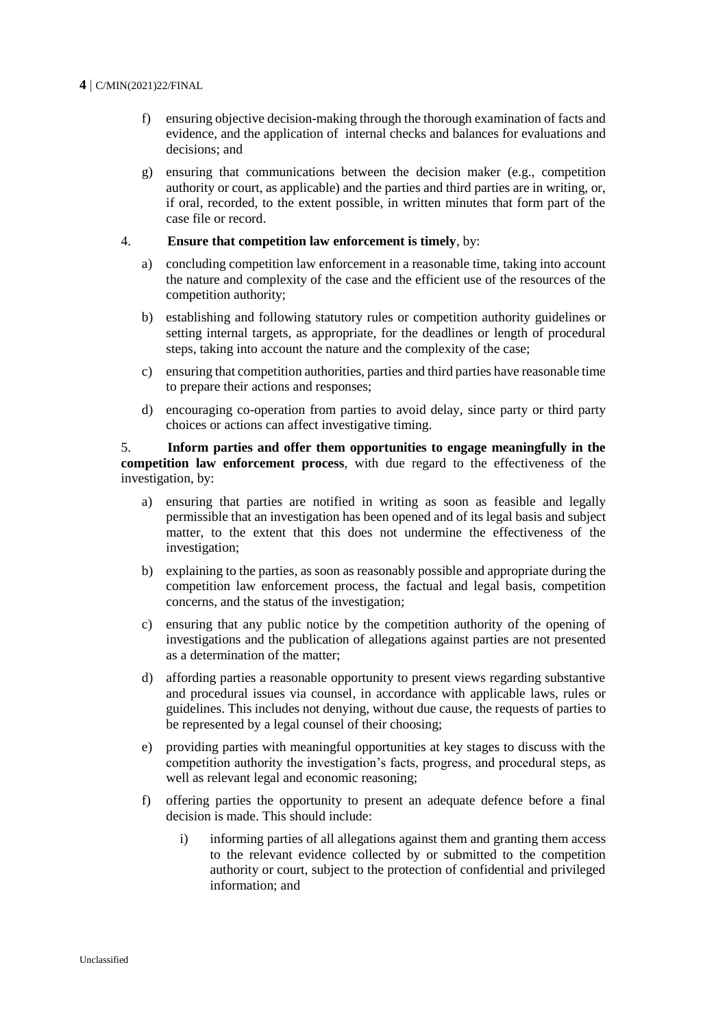f) ensuring objective decision-making through the thorough examination of facts and evidence, and the application of internal checks and balances for evaluations and decisions; and

g) ensuring that communications between the decision maker (e.g., competition authority or court, as applicable) and the parties and third parties are in writing, or, if oral, recorded, to the extent possible, in written minutes that form part of the case file or record.

4. **Ensure that competition law enforcement is timely**, by:

a) concluding competition law enforcement in a reasonable time, taking into account the nature and complexity of the case and the efficient use of the resources of the competition authority;

b) establishing and following statutory rules or competition authority guidelines or setting internal targets, as appropriate, for the deadlines or length of procedural steps, taking into account the nature and the complexity of the case;

c) ensuring that competition authorities, parties and third parties have reasonable time to prepare their actions and responses;

d) encouraging co-operation from parties to avoid delay, since party or third party choices or actions can affect investigative timing.

5. **Inform parties and offer them opportunities to engage meaningfully in the competition law enforcement process**, with due regard to the effectiveness of the investigation, by:

a) ensuring that parties are notified in writing as soon as feasible and legally permissible that an investigation has been opened and of its legal basis and subject matter, to the extent that this does not undermine the effectiveness of the investigation;

b) explaining to the parties, as soon as reasonably possible and appropriate during the competition law enforcement process, the factual and legal basis, competition concerns, and the status of the investigation;

c) ensuring that any public notice by the competition authority of the opening of investigations and the publication of allegations against parties are not presented as a determination of the matter;

d) affording parties a reasonable opportunity to present views regarding substantive and procedural issues via counsel, in accordance with applicable laws, rules or guidelines. This includes not denying, without due cause, the requests of parties to be represented by a legal counsel of their choosing;

e) providing parties with meaningful opportunities at key stages to discuss with the competition authority the investigation's facts, progress, and procedural steps, as well as relevant legal and economic reasoning;

f) offering parties the opportunity to present an adequate defence before a final decision is made. This should include:

   i) informing parties of all allegations against them and granting them access to the relevant evidence collected by or submitted to the competition authority or court, subject to the protection of confidential and privileged information; and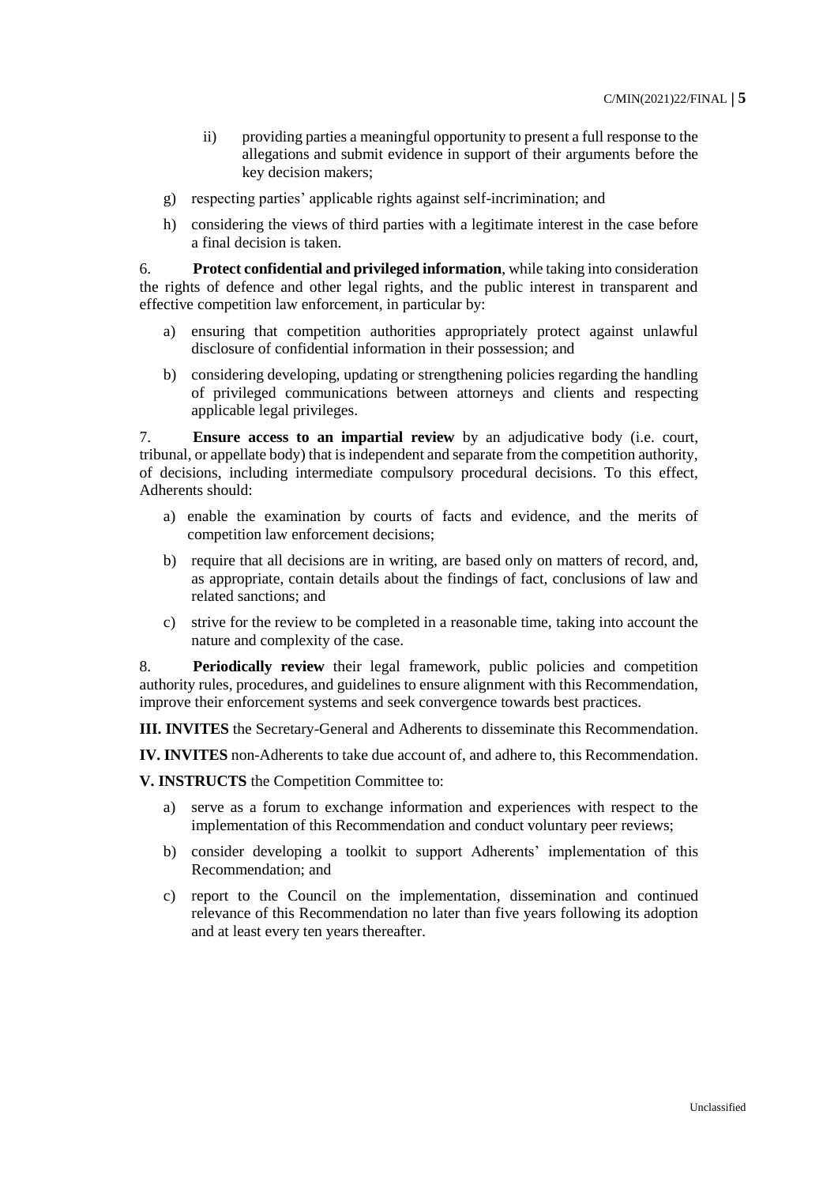ii) providing parties a meaningful opportunity to present a full response to the allegations and submit evidence in support of their arguments before the key decision makers;

g) respecting parties' applicable rights against self-incrimination; and

h) considering the views of third parties with a legitimate interest in the case before a final decision is taken.

6. **Protect confidential and privileged information**, while taking into consideration the rights of defence and other legal rights, and the public interest in transparent and effective competition law enforcement, in particular by:

a) ensuring that competition authorities appropriately protect against unlawful disclosure of confidential information in their possession; and

b) considering developing, updating or strengthening policies regarding the handling of privileged communications between attorneys and clients and respecting applicable legal privileges.

7. **Ensure access to an impartial review** by an adjudicative body (i.e. court, tribunal, or appellate body) that is independent and separate from the competition authority, of decisions, including intermediate compulsory procedural decisions. To this effect, Adherents should:

a) enable the examination by courts of facts and evidence, and the merits of competition law enforcement decisions;

b) require that all decisions are in writing, are based only on matters of record, and, as appropriate, contain details about the findings of fact, conclusions of law and related sanctions; and

c) strive for the review to be completed in a reasonable time, taking into account the nature and complexity of the case.

8. **Periodically review** their legal framework, public policies and competition authority rules, procedures, and guidelines to ensure alignment with this Recommendation, improve their enforcement systems and seek convergence towards best practices.

**III. INVITES** the Secretary-General and Adherents to disseminate this Recommendation.

**IV. INVITES** non-Adherents to take due account of, and adhere to, this Recommendation.

**V. INSTRUCTS** the Competition Committee to:

a) serve as a forum to exchange information and experiences with respect to the implementation of this Recommendation and conduct voluntary peer reviews;

b) consider developing a toolkit to support Adherents' implementation of this Recommendation; and

c) report to the Council on the implementation, dissemination and continued relevance of this Recommendation no later than five years following its adoption and at least every ten years thereafter.